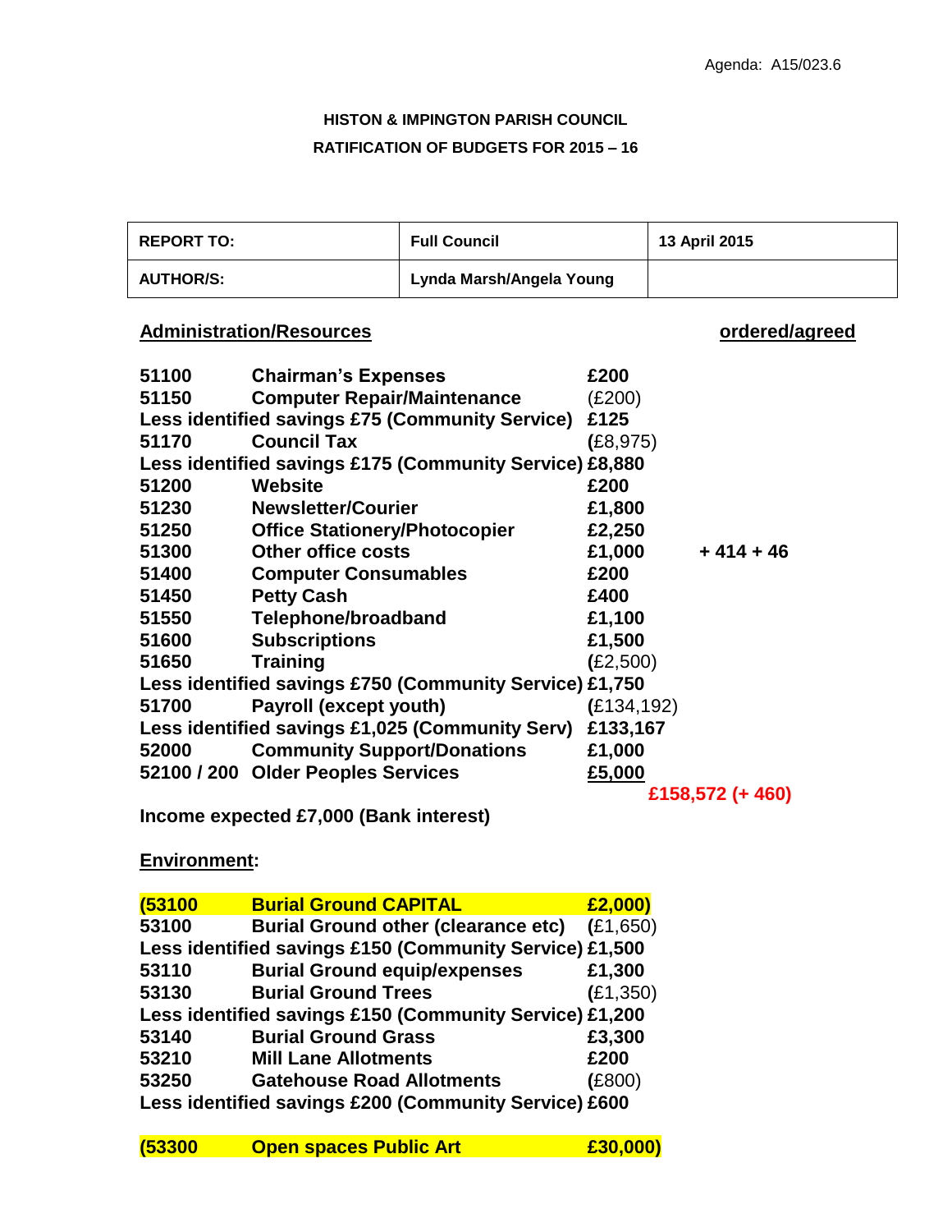Agenda: A15/023.6

**HISTON & IMPINGTON PARISH COUNCIL**

**RATIFICATION OF BUDGETS FOR 2015 – 16**

| REPORT TO: | Full Council | 13 April 2015 |
|---|---|---|
| AUTHOR/S: | Lynda Marsh/Angela Young | |

**Administration/Resources** — **ordered/agreed**

| Code | Item | Amount | ordered/agreed |
|---|---|---|---|
| 51100 | Chairman's Expenses | £200 | |
| 51150 | Computer Repair/Maintenance | (£200) | |
| Less identified savings £75 (Community Service) | | £125 | |
| 51170 | Council Tax | (£8,975) | |
| Less identified savings £175 (Community Service) | | £8,880 | |
| 51200 | Website | £200 | |
| 51230 | Newsletter/Courier | £1,800 | |
| 51250 | Office Stationery/Photocopier | £2,250 | |
| 51300 | Other office costs | £1,000 | + 414 + 46 |
| 51400 | Computer Consumables | £200 | |
| 51450 | Petty Cash | £400 | |
| 51550 | Telephone/broadband | £1,100 | |
| 51600 | Subscriptions | £1,500 | |
| 51650 | Training | (£2,500) | |
| Less identified savings £750 (Community Service) | | £1,750 | |
| 51700 | Payroll (except youth) | (£134,192) | |
| Less identified savings £1,025 (Community Serv) | | £133,167 | |
| 52000 | Community Support/Donations | £1,000 | |
| 52100 / 200 | Older Peoples Services | £5,000 | |
| | | | £158,572 (+ 460) |

**Income expected £7,000 (Bank interest)**

**Environment:**

| Code | Item | Amount |
|---|---|---|
| (53100 | Burial Ground CAPITAL | £2,000) |
| 53100 | Burial Ground other (clearance etc) | (£1,650) |
| Less identified savings £150 (Community Service) | | £1,500 |
| 53110 | Burial Ground equip/expenses | £1,300 |
| 53130 | Burial Ground Trees | (£1,350) |
| Less identified savings £150 (Community Service) | | £1,200 |
| 53140 | Burial Ground Grass | £3,300 |
| 53210 | Mill Lane Allotments | £200 |
| 53250 | Gatehouse Road Allotments | (£800) |
| Less identified savings £200 (Community Service) | | £600 |
| (53300 | Open spaces Public Art | £30,000) |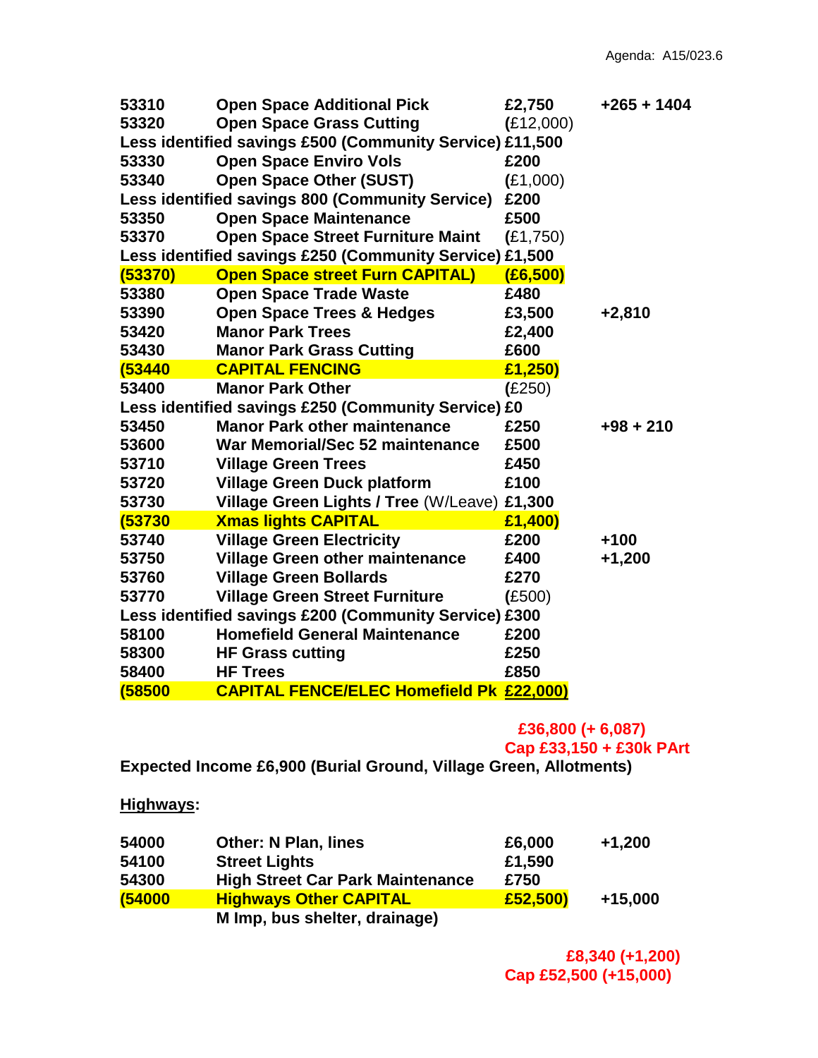Agenda: A15/023.6

| | | | |
|---|---|---|---|
| 53310 | Open Space Additional Pick | £2,750 | +265 + 1404 |
| 53320 | Open Space Grass Cutting | (£12,000) | |
| Less identified savings £500 (Community Service) | | £11,500 | |
| 53330 | Open Space Enviro Vols | £200 | |
| 53340 | Open Space Other (SUST) | (£1,000) | |
| Less identified savings 800 (Community Service) | | £200 | |
| 53350 | Open Space Maintenance | £500 | |
| 53370 | Open Space Street Furniture Maint | (£1,750) | |
| Less identified savings £250 (Community Service) | | £1,500 | |
| (53370) | Open Space street Furn CAPITAL) | (£6,500) | |
| 53380 | Open Space Trade Waste | £480 | |
| 53390 | Open Space Trees & Hedges | £3,500 | +2,810 |
| 53420 | Manor Park Trees | £2,400 | |
| 53430 | Manor Park Grass Cutting | £600 | |
| (53440 | CAPITAL FENCING | £1,250) | |
| 53400 | Manor Park Other | (£250) | |
| Less identified savings £250 (Community Service) | | £0 | |
| 53450 | Manor Park other maintenance | £250 | +98 + 210 |
| 53600 | War Memorial/Sec 52 maintenance | £500 | |
| 53710 | Village Green Trees | £450 | |
| 53720 | Village Green Duck platform | £100 | |
| 53730 | Village Green Lights / Tree (W/Leave) | £1,300 | |
| (53730 | Xmas lights CAPITAL | £1,400) | |
| 53740 | Village Green Electricity | £200 | +100 |
| 53750 | Village Green other maintenance | £400 | +1,200 |
| 53760 | Village Green Bollards | £270 | |
| 53770 | Village Green Street Furniture | (£500) | |
| Less identified savings £200 (Community Service) | | £300 | |
| 58100 | Homefield General Maintenance | £200 | |
| 58300 | HF Grass cutting | £250 | |
| 58400 | HF Trees | £850 | |
| (58500 | CAPITAL FENCE/ELEC Homefield Pk | £22,000) | |

**£36,800 (+ 6,087)**
**Cap £33,150 + £30k PArt**

**Expected Income £6,900 (Burial Ground, Village Green, Allotments)**

## Highways:

| | | | |
|---|---|---|---|
| 54000 | Other: N Plan, lines | £6,000 | +1,200 |
| 54100 | Street Lights | £1,590 | |
| 54300 | High Street Car Park Maintenance | £750 | |
| (54000 | Highways Other CAPITAL | £52,500) | +15,000 |
| | M Imp, bus shelter, drainage) | | |

**£8,340 (+1,200)**
**Cap £52,500 (+15,000)**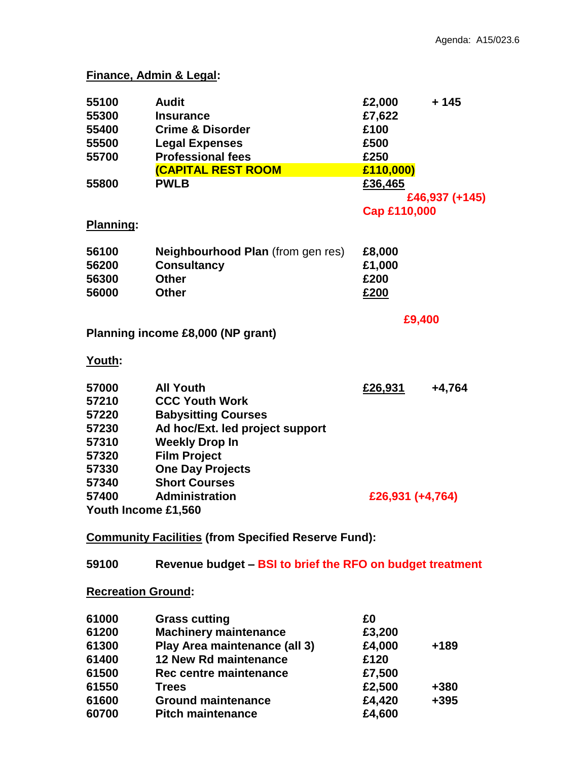Agenda: A15/023.6

**Finance, Admin & Legal:**

| | | | |
|---|---|---|---|
| 55100 | Audit | £2,000 | + 145 |
| 55300 | Insurance | £7,622 | |
| 55400 | Crime & Disorder | £100 | |
| 55500 | Legal Expenses | £500 | |
| 55700 | Professional fees | £250 | |
| | (CAPITAL REST ROOM | £110,000) | |
| 55800 | PWLB | £36,465 | |
| | | £46,937 (+145) | |
| | | Cap £110,000 | |

**Planning:**

| | | |
|---|---|---|
| 56100 | **Neighbourhood Plan** (from gen res) | £8,000 |
| 56200 | Consultancy | £1,000 |
| 56300 | Other | £200 |
| 56000 | Other | £200 |
| | | £9,400 |

**Planning income £8,000 (NP grant)**

**Youth:**

| | | | |
|---|---|---|---|
| 57000 | All Youth | £26,931 | +4,764 |
| 57210 | CCC Youth Work | | |
| 57220 | Babysitting Courses | | |
| 57230 | Ad hoc/Ext. led project support | | |
| 57310 | Weekly Drop In | | |
| 57320 | Film Project | | |
| 57330 | One Day Projects | | |
| 57340 | Short Courses | | |
| 57400 | Administration | £26,931 (+4,764) | |

**Youth Income £1,560**

**Community Facilities (from Specified Reserve Fund):**

**59100** **Revenue budget – BSI to brief the RFO on budget treatment**

**Recreation Ground:**

| | | | |
|---|---|---|---|
| 61000 | Grass cutting | £0 | |
| 61200 | Machinery maintenance | £3,200 | |
| 61300 | Play Area maintenance (all 3) | £4,000 | +189 |
| 61400 | 12 New Rd maintenance | £120 | |
| 61500 | Rec centre maintenance | £7,500 | |
| 61550 | Trees | £2,500 | +380 |
| 61600 | Ground maintenance | £4,420 | +395 |
| 60700 | Pitch maintenance | £4,600 | |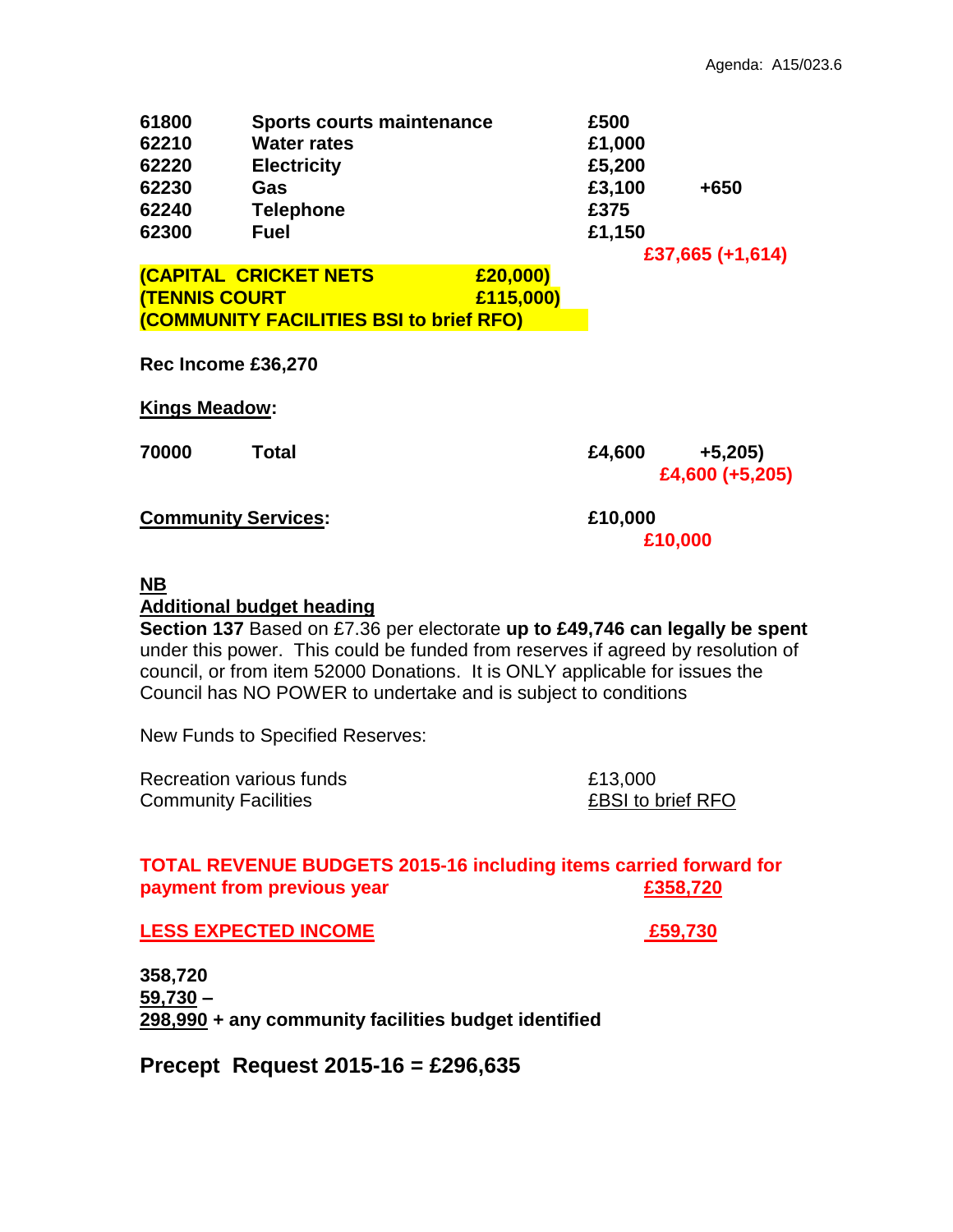| | | | |
|---|---|---|---|
| 61800 | **Sports courts maintenance** | **£500** | |
| 62210 | **Water rates** | **£1,000** | |
| 62220 | **Electricity** | **£5,200** | |
| 62230 | **Gas** | **£3,100** | **+650** |
| 62240 | **Telephone** | **£375** | |
| 62300 | **Fuel** | **£1,150** | |
| | | | **£37,665 (+1,614)** |

**(CAPITAL CRICKET NETS £20,000)**
**(TENNIS COURT £115,000)**
**(COMMUNITY FACILITIES BSI to brief RFO)**

**Rec Income £36,270**

**Kings Meadow:**

| | | | |
|---|---|---|---|
| **70000** | **Total** | **£4,600** | **+5,205)** |
| | | | **£4,600 (+5,205)** |

**Community Services:** **£10,000**

**£10,000**

**NB**

**Additional budget heading**

**Section 137** Based on £7.36 per electorate **up to £49,746 can legally be spent** under this power. This could be funded from reserves if agreed by resolution of council, or from item 52000 Donations. It is ONLY applicable for issues the Council has NO POWER to undertake and is subject to conditions

New Funds to Specified Reserves:

| | |
|---|---|
| Recreation various funds | £13,000 |
| Community Facilities | £BSI to brief RFO |

**TOTAL REVENUE BUDGETS 2015-16 including items carried forward for payment from previous year** **£358,720**

**LESS EXPECTED INCOME** **£59,730**

**358,720**
**59,730 –**
**298,990 + any community facilities budget identified**

**Precept Request 2015-16 = £296,635**